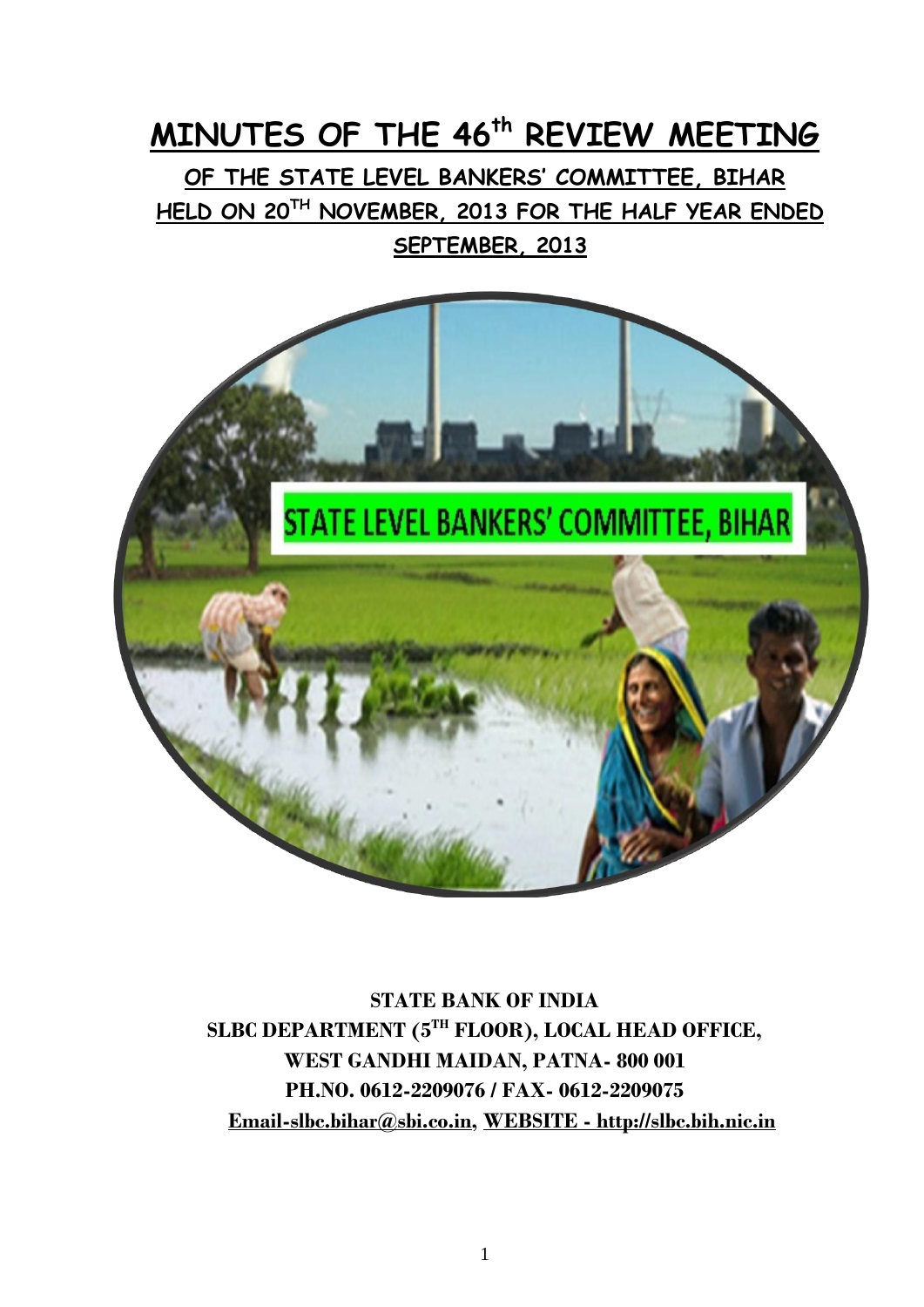# MINUTES OF THE 46th REVIEW MEETING

## OF THE STATE LEVEL BANKERS' COMMITTEE, BIHAR HELD ON 20TH NOVEMBER, 2013 FOR THE HALF YEAR ENDED SEPTEMBER, 2013

**STATE BANK OF INDIA**
**SLBC DEPARTMENT (5TH FLOOR), LOCAL HEAD OFFICE,**
**WEST GANDHI MAIDAN, PATNA- 800 001**
**PH.NO. 0612-2209076 / FAX- 0612-2209075**
**Email-slbc.bihar@sbi.co.in, WEBSITE - http://slbc.bih.nic.in**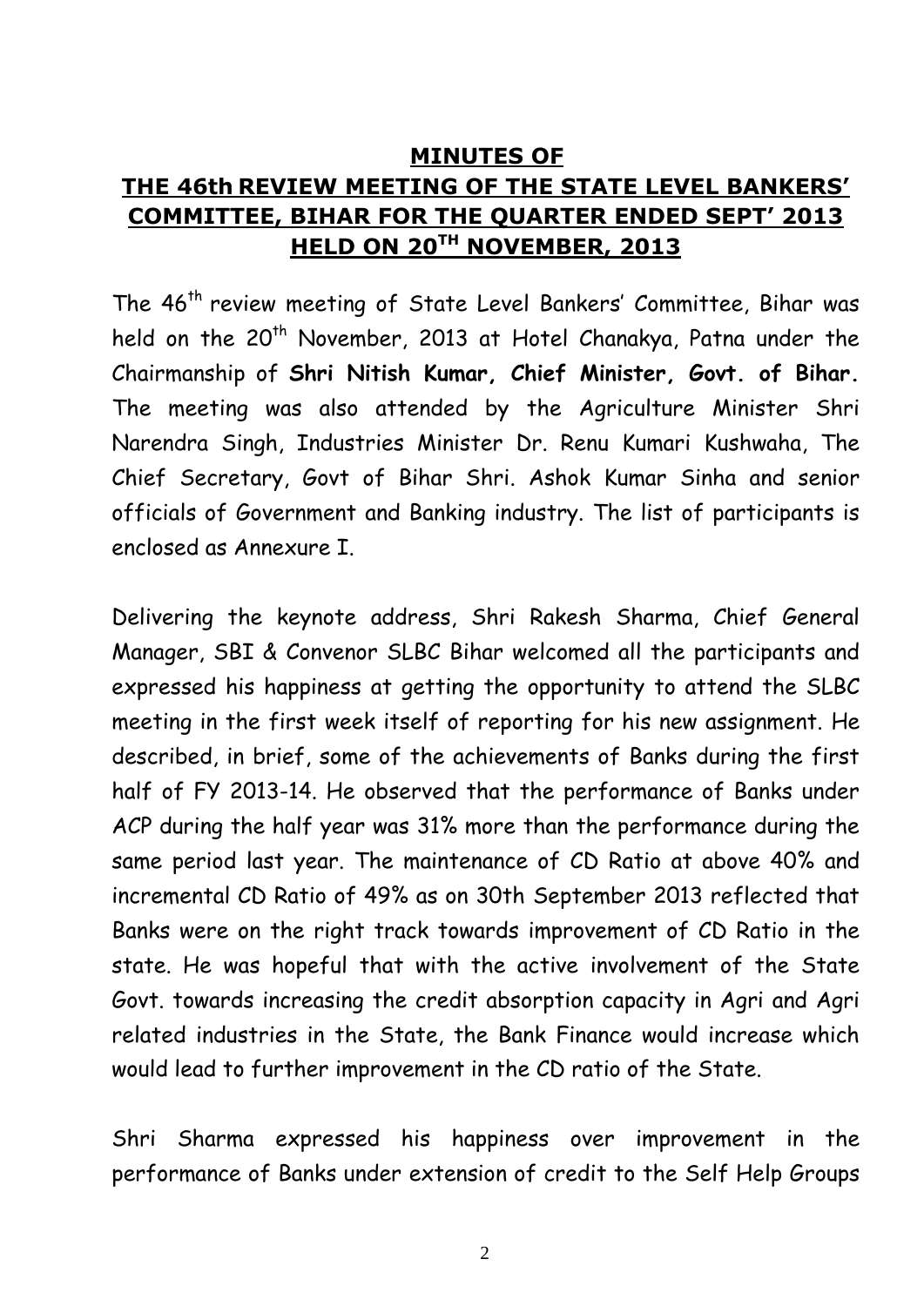## MINUTES OF

## THE 46th REVIEW MEETING OF THE STATE LEVEL BANKERS' COMMITTEE, BIHAR FOR THE QUARTER ENDED SEPT' 2013 HELD ON 20TH NOVEMBER, 2013

The 46th review meeting of State Level Bankers' Committee, Bihar was held on the 20th November, 2013 at Hotel Chanakya, Patna under the Chairmanship of **Shri Nitish Kumar, Chief Minister, Govt. of Bihar.** The meeting was also attended by the Agriculture Minister Shri Narendra Singh, Industries Minister Dr. Renu Kumari Kushwaha, The Chief Secretary, Govt of Bihar Shri. Ashok Kumar Sinha and senior officials of Government and Banking industry. The list of participants is enclosed as Annexure I.

Delivering the keynote address, Shri Rakesh Sharma, Chief General Manager, SBI & Convenor SLBC Bihar welcomed all the participants and expressed his happiness at getting the opportunity to attend the SLBC meeting in the first week itself of reporting for his new assignment. He described, in brief, some of the achievements of Banks during the first half of FY 2013-14. He observed that the performance of Banks under ACP during the half year was 31% more than the performance during the same period last year. The maintenance of CD Ratio at above 40% and incremental CD Ratio of 49% as on 30th September 2013 reflected that Banks were on the right track towards improvement of CD Ratio in the state. He was hopeful that with the active involvement of the State Govt. towards increasing the credit absorption capacity in Agri and Agri related industries in the State, the Bank Finance would increase which would lead to further improvement in the CD ratio of the State.

Shri Sharma expressed his happiness over improvement in the performance of Banks under extension of credit to the Self Help Groups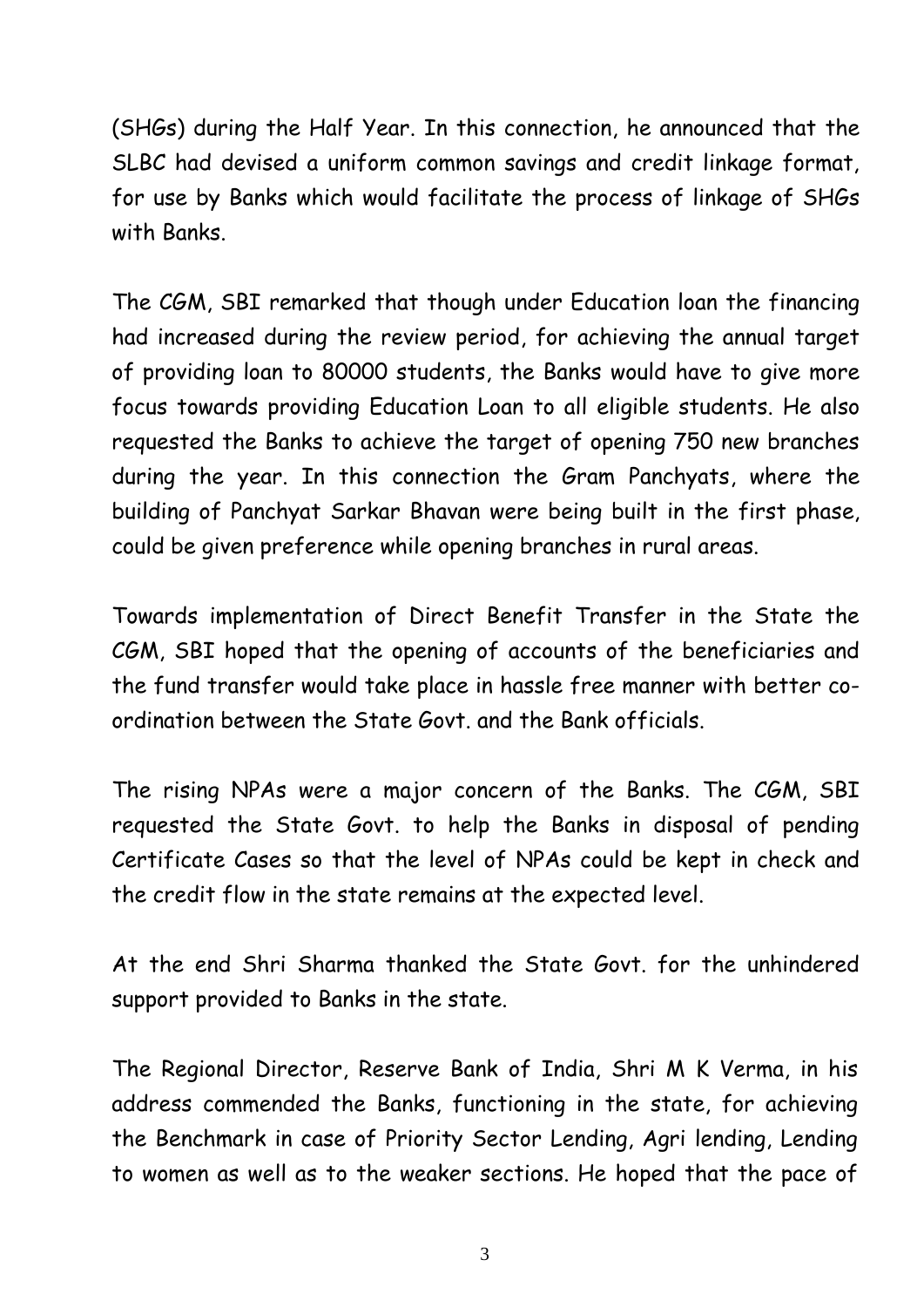(SHGs) during the Half Year. In this connection, he announced that the SLBC had devised a uniform common savings and credit linkage format, for use by Banks which would facilitate the process of linkage of SHGs with Banks.

The CGM, SBI remarked that though under Education loan the financing had increased during the review period, for achieving the annual target of providing loan to 80000 students, the Banks would have to give more focus towards providing Education Loan to all eligible students. He also requested the Banks to achieve the target of opening 750 new branches during the year. In this connection the Gram Panchyats, where the building of Panchyat Sarkar Bhavan were being built in the first phase, could be given preference while opening branches in rural areas.

Towards implementation of Direct Benefit Transfer in the State the CGM, SBI hoped that the opening of accounts of the beneficiaries and the fund transfer would take place in hassle free manner with better co-ordination between the State Govt. and the Bank officials.

The rising NPAs were a major concern of the Banks. The CGM, SBI requested the State Govt. to help the Banks in disposal of pending Certificate Cases so that the level of NPAs could be kept in check and the credit flow in the state remains at the expected level.

At the end Shri Sharma thanked the State Govt. for the unhindered support provided to Banks in the state.

The Regional Director, Reserve Bank of India, Shri M K Verma, in his address commended the Banks, functioning in the state, for achieving the Benchmark in case of Priority Sector Lending, Agri lending, Lending to women as well as to the weaker sections. He hoped that the pace of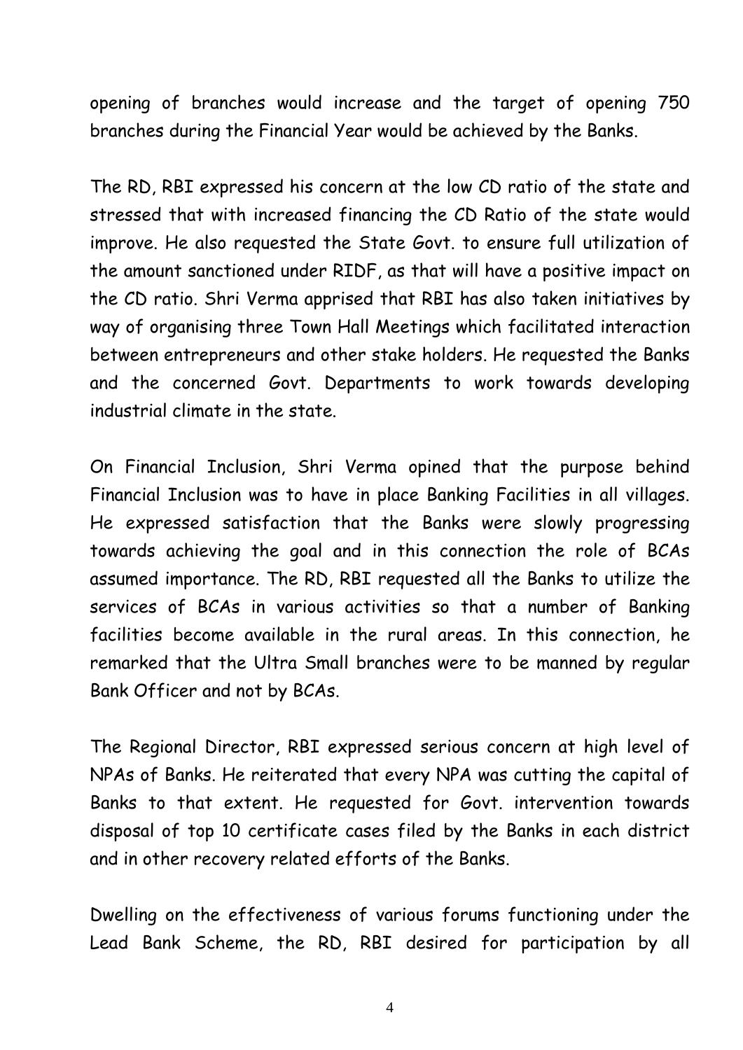opening of branches would increase and the target of opening 750 branches during the Financial Year would be achieved by the Banks.

The RD, RBI expressed his concern at the low CD ratio of the state and stressed that with increased financing the CD Ratio of the state would improve. He also requested the State Govt. to ensure full utilization of the amount sanctioned under RIDF, as that will have a positive impact on the CD ratio. Shri Verma apprised that RBI has also taken initiatives by way of organising three Town Hall Meetings which facilitated interaction between entrepreneurs and other stake holders. He requested the Banks and the concerned Govt. Departments to work towards developing industrial climate in the state.

On Financial Inclusion, Shri Verma opined that the purpose behind Financial Inclusion was to have in place Banking Facilities in all villages. He expressed satisfaction that the Banks were slowly progressing towards achieving the goal and in this connection the role of BCAs assumed importance. The RD, RBI requested all the Banks to utilize the services of BCAs in various activities so that a number of Banking facilities become available in the rural areas. In this connection, he remarked that the Ultra Small branches were to be manned by regular Bank Officer and not by BCAs.

The Regional Director, RBI expressed serious concern at high level of NPAs of Banks. He reiterated that every NPA was cutting the capital of Banks to that extent. He requested for Govt. intervention towards disposal of top 10 certificate cases filed by the Banks in each district and in other recovery related efforts of the Banks.

Dwelling on the effectiveness of various forums functioning under the Lead Bank Scheme, the RD, RBI desired for participation by all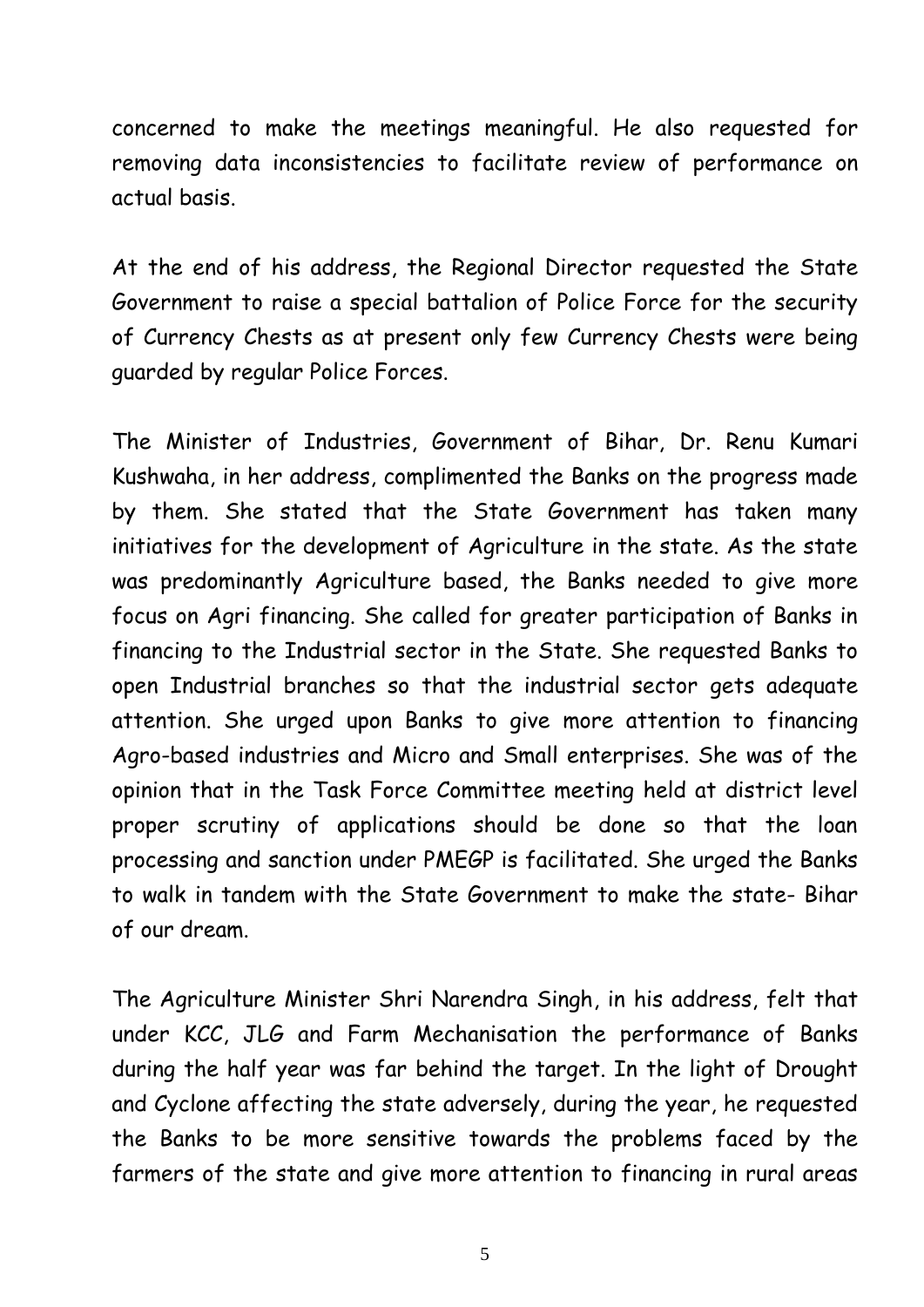concerned to make the meetings meaningful. He also requested for removing data inconsistencies to facilitate review of performance on actual basis.

At the end of his address, the Regional Director requested the State Government to raise a special battalion of Police Force for the security of Currency Chests as at present only few Currency Chests were being guarded by regular Police Forces.

The Minister of Industries, Government of Bihar, Dr. Renu Kumari Kushwaha, in her address, complimented the Banks on the progress made by them. She stated that the State Government has taken many initiatives for the development of Agriculture in the state. As the state was predominantly Agriculture based, the Banks needed to give more focus on Agri financing. She called for greater participation of Banks in financing to the Industrial sector in the State. She requested Banks to open Industrial branches so that the industrial sector gets adequate attention. She urged upon Banks to give more attention to financing Agro-based industries and Micro and Small enterprises. She was of the opinion that in the Task Force Committee meeting held at district level proper scrutiny of applications should be done so that the loan processing and sanction under PMEGP is facilitated. She urged the Banks to walk in tandem with the State Government to make the state- Bihar of our dream.

The Agriculture Minister Shri Narendra Singh, in his address, felt that under KCC, JLG and Farm Mechanisation the performance of Banks during the half year was far behind the target. In the light of Drought and Cyclone affecting the state adversely, during the year, he requested the Banks to be more sensitive towards the problems faced by the farmers of the state and give more attention to financing in rural areas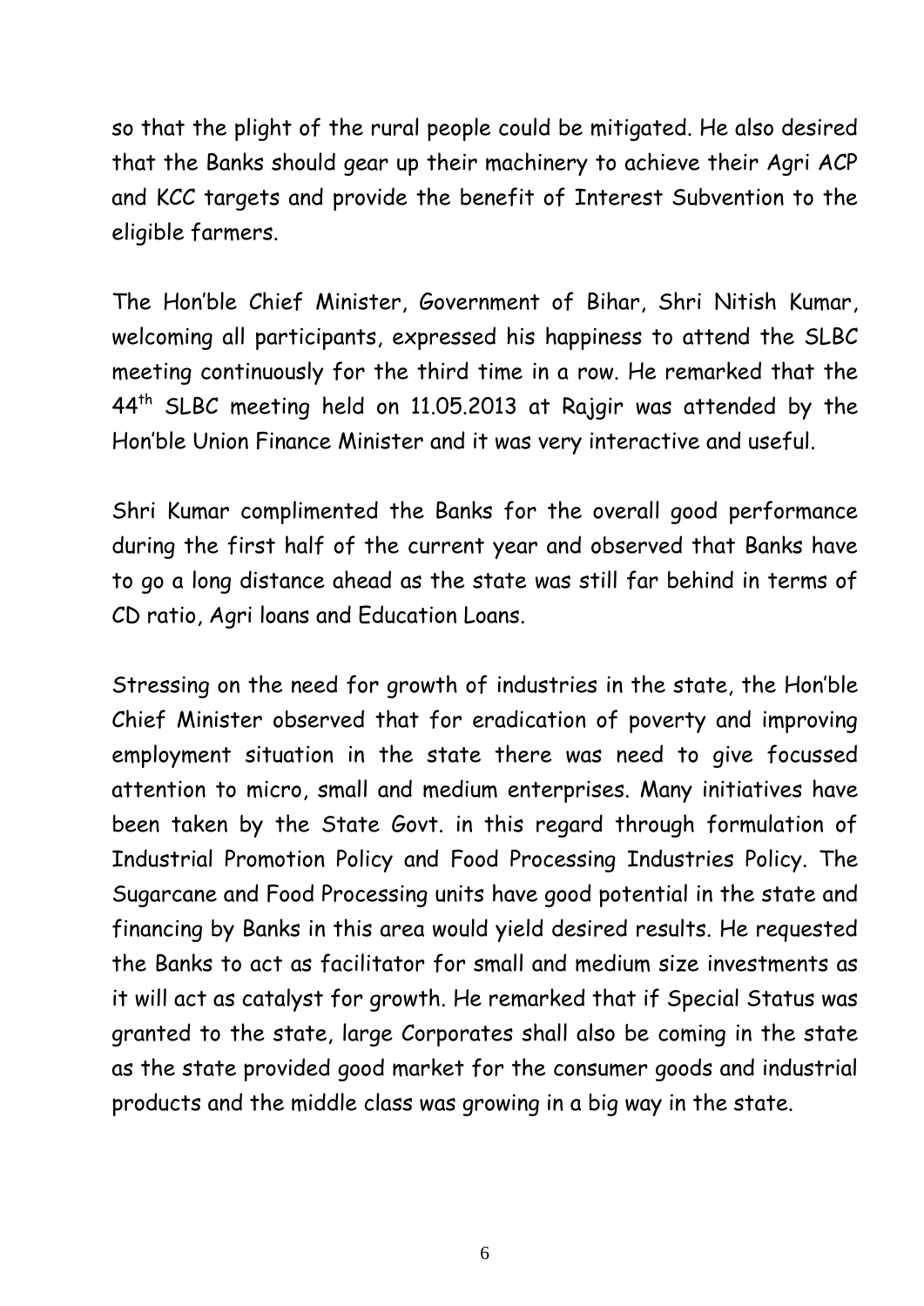so that the plight of the rural people could be mitigated. He also desired that the Banks should gear up their machinery to achieve their Agri ACP and KCC targets and provide the benefit of Interest Subvention to the eligible farmers.

The Hon'ble Chief Minister, Government of Bihar, Shri Nitish Kumar, welcoming all participants, expressed his happiness to attend the SLBC meeting continuously for the third time in a row. He remarked that the 44th SLBC meeting held on 11.05.2013 at Rajgir was attended by the Hon'ble Union Finance Minister and it was very interactive and useful.

Shri Kumar complimented the Banks for the overall good performance during the first half of the current year and observed that Banks have to go a long distance ahead as the state was still far behind in terms of CD ratio, Agri loans and Education Loans.

Stressing on the need for growth of industries in the state, the Hon'ble Chief Minister observed that for eradication of poverty and improving employment situation in the state there was need to give focussed attention to micro, small and medium enterprises. Many initiatives have been taken by the State Govt. in this regard through formulation of Industrial Promotion Policy and Food Processing Industries Policy. The Sugarcane and Food Processing units have good potential in the state and financing by Banks in this area would yield desired results. He requested the Banks to act as facilitator for small and medium size investments as it will act as catalyst for growth. He remarked that if Special Status was granted to the state, large Corporates shall also be coming in the state as the state provided good market for the consumer goods and industrial products and the middle class was growing in a big way in the state.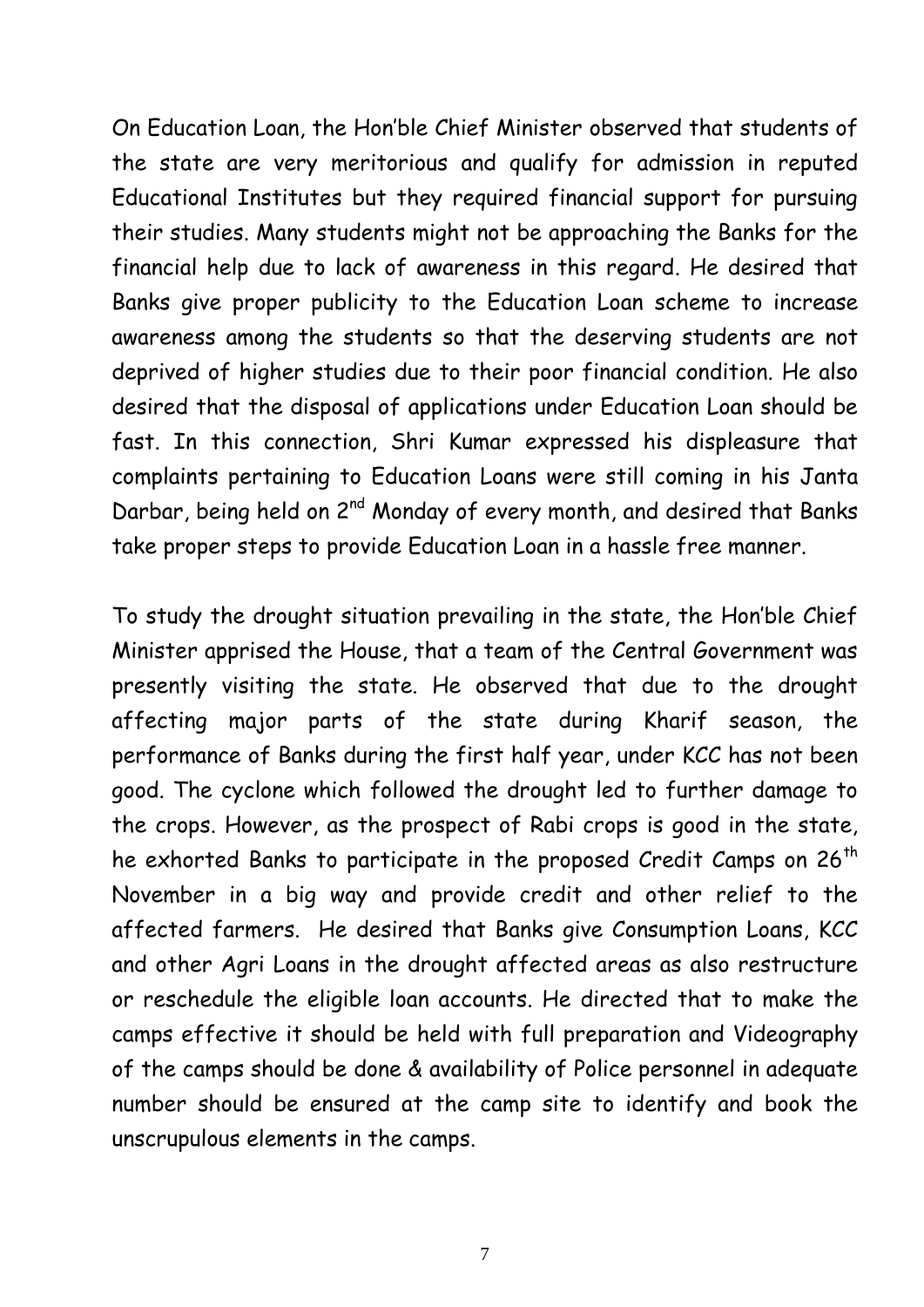On Education Loan, the Hon'ble Chief Minister observed that students of the state are very meritorious and qualify for admission in reputed Educational Institutes but they required financial support for pursuing their studies. Many students might not be approaching the Banks for the financial help due to lack of awareness in this regard. He desired that Banks give proper publicity to the Education Loan scheme to increase awareness among the students so that the deserving students are not deprived of higher studies due to their poor financial condition. He also desired that the disposal of applications under Education Loan should be fast. In this connection, Shri Kumar expressed his displeasure that complaints pertaining to Education Loans were still coming in his Janta Darbar, being held on 2nd Monday of every month, and desired that Banks take proper steps to provide Education Loan in a hassle free manner.

To study the drought situation prevailing in the state, the Hon'ble Chief Minister apprised the House, that a team of the Central Government was presently visiting the state. He observed that due to the drought affecting major parts of the state during Kharif season, the performance of Banks during the first half year, under KCC has not been good. The cyclone which followed the drought led to further damage to the crops. However, as the prospect of Rabi crops is good in the state, he exhorted Banks to participate in the proposed Credit Camps on 26th November in a big way and provide credit and other relief to the affected farmers. He desired that Banks give Consumption Loans, KCC and other Agri Loans in the drought affected areas as also restructure or reschedule the eligible loan accounts. He directed that to make the camps effective it should be held with full preparation and Videography of the camps should be done & availability of Police personnel in adequate number should be ensured at the camp site to identify and book the unscrupulous elements in the camps.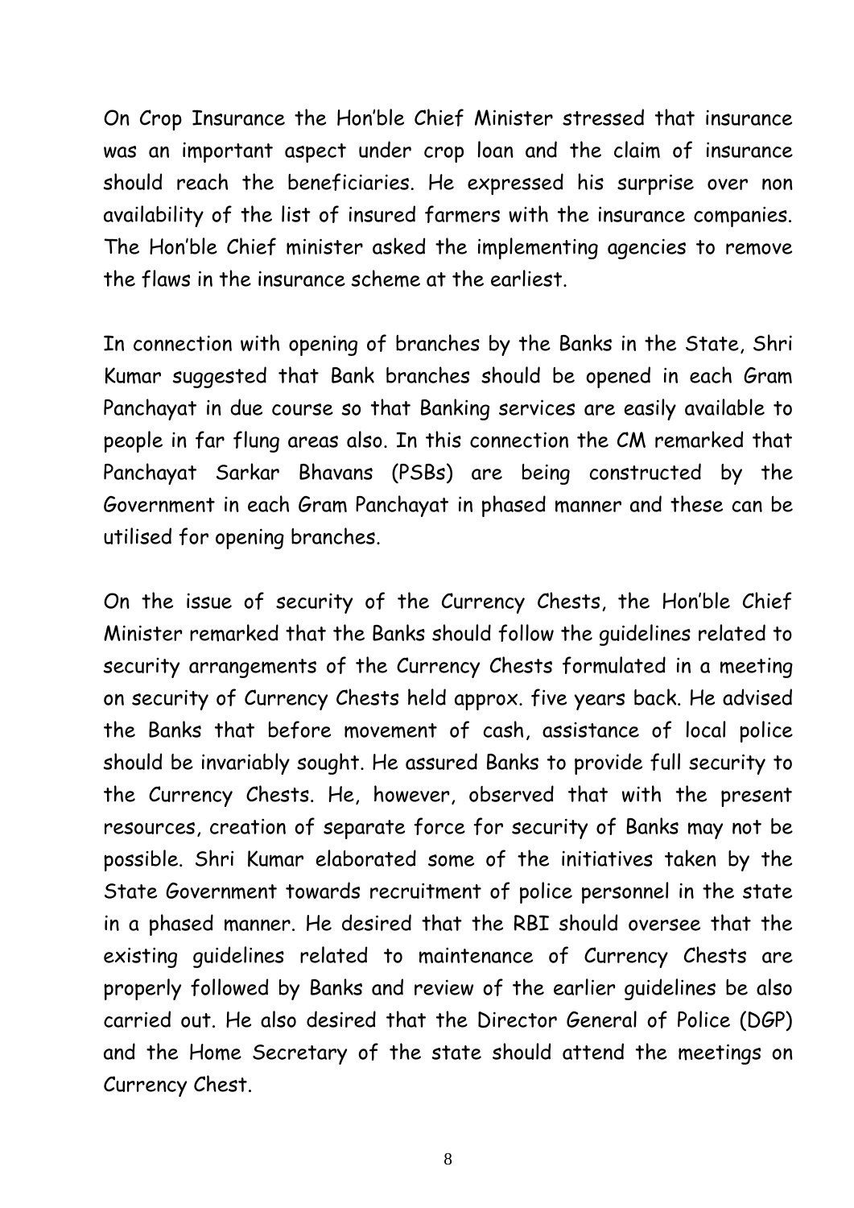On Crop Insurance the Hon'ble Chief Minister stressed that insurance was an important aspect under crop loan and the claim of insurance should reach the beneficiaries. He expressed his surprise over non availability of the list of insured farmers with the insurance companies. The Hon'ble Chief minister asked the implementing agencies to remove the flaws in the insurance scheme at the earliest.

In connection with opening of branches by the Banks in the State, Shri Kumar suggested that Bank branches should be opened in each Gram Panchayat in due course so that Banking services are easily available to people in far flung areas also. In this connection the CM remarked that Panchayat Sarkar Bhavans (PSBs) are being constructed by the Government in each Gram Panchayat in phased manner and these can be utilised for opening branches.

On the issue of security of the Currency Chests, the Hon'ble Chief Minister remarked that the Banks should follow the guidelines related to security arrangements of the Currency Chests formulated in a meeting on security of Currency Chests held approx. five years back. He advised the Banks that before movement of cash, assistance of local police should be invariably sought. He assured Banks to provide full security to the Currency Chests. He, however, observed that with the present resources, creation of separate force for security of Banks may not be possible. Shri Kumar elaborated some of the initiatives taken by the State Government towards recruitment of police personnel in the state in a phased manner. He desired that the RBI should oversee that the existing guidelines related to maintenance of Currency Chests are properly followed by Banks and review of the earlier guidelines be also carried out. He also desired that the Director General of Police (DGP) and the Home Secretary of the state should attend the meetings on Currency Chest.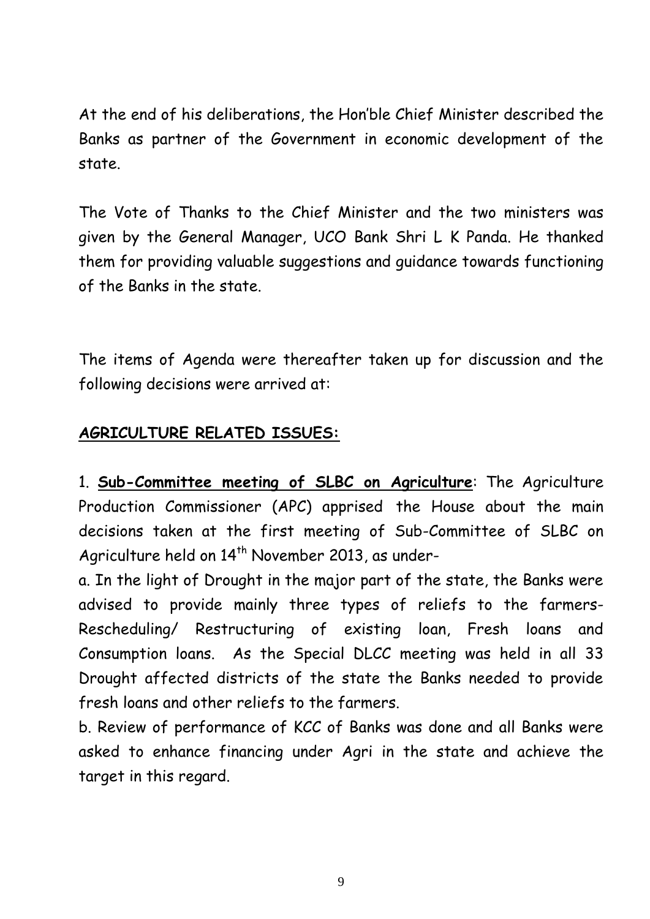At the end of his deliberations, the Hon'ble Chief Minister described the Banks as partner of the Government in economic development of the state.

The Vote of Thanks to the Chief Minister and the two ministers was given by the General Manager, UCO Bank Shri L K Panda. He thanked them for providing valuable suggestions and guidance towards functioning of the Banks in the state.

The items of Agenda were thereafter taken up for discussion and the following decisions were arrived at:

**AGRICULTURE RELATED ISSUES:**

1. **Sub-Committee meeting of SLBC on Agriculture**: The Agriculture Production Commissioner (APC) apprised the House about the main decisions taken at the first meeting of Sub-Committee of SLBC on Agriculture held on 14th November 2013, as under-

a. In the light of Drought in the major part of the state, the Banks were advised to provide mainly three types of reliefs to the farmers- Rescheduling/ Restructuring of existing loan, Fresh loans and Consumption loans. As the Special DLCC meeting was held in all 33 Drought affected districts of the state the Banks needed to provide fresh loans and other reliefs to the farmers.

b. Review of performance of KCC of Banks was done and all Banks were asked to enhance financing under Agri in the state and achieve the target in this regard.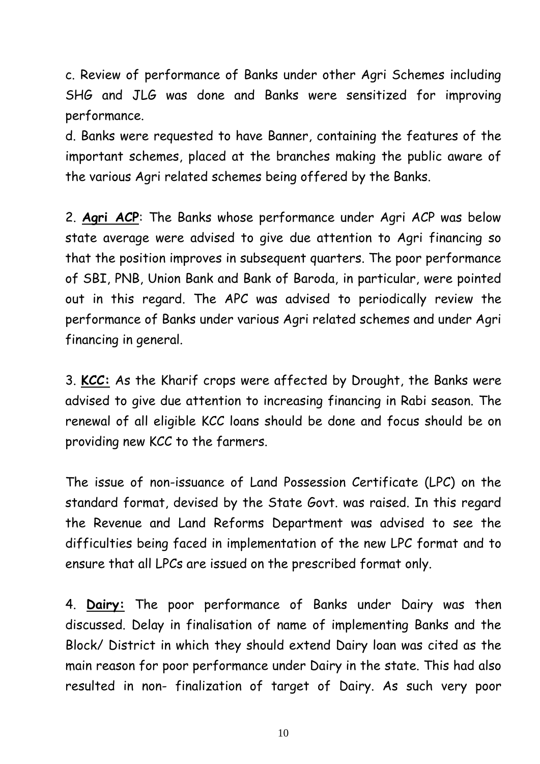c. Review of performance of Banks under other Agri Schemes including SHG and JLG was done and Banks were sensitized for improving performance.

d. Banks were requested to have Banner, containing the features of the important schemes, placed at the branches making the public aware of the various Agri related schemes being offered by the Banks.

2. **Agri ACP**: The Banks whose performance under Agri ACP was below state average were advised to give due attention to Agri financing so that the position improves in subsequent quarters. The poor performance of SBI, PNB, Union Bank and Bank of Baroda, in particular, were pointed out in this regard. The APC was advised to periodically review the performance of Banks under various Agri related schemes and under Agri financing in general.

3. **KCC:** As the Kharif crops were affected by Drought, the Banks were advised to give due attention to increasing financing in Rabi season. The renewal of all eligible KCC loans should be done and focus should be on providing new KCC to the farmers.

The issue of non-issuance of Land Possession Certificate (LPC) on the standard format, devised by the State Govt. was raised. In this regard the Revenue and Land Reforms Department was advised to see the difficulties being faced in implementation of the new LPC format and to ensure that all LPCs are issued on the prescribed format only.

4. **Dairy:** The poor performance of Banks under Dairy was then discussed. Delay in finalisation of name of implementing Banks and the Block/ District in which they should extend Dairy loan was cited as the main reason for poor performance under Dairy in the state. This had also resulted in non- finalization of target of Dairy. As such very poor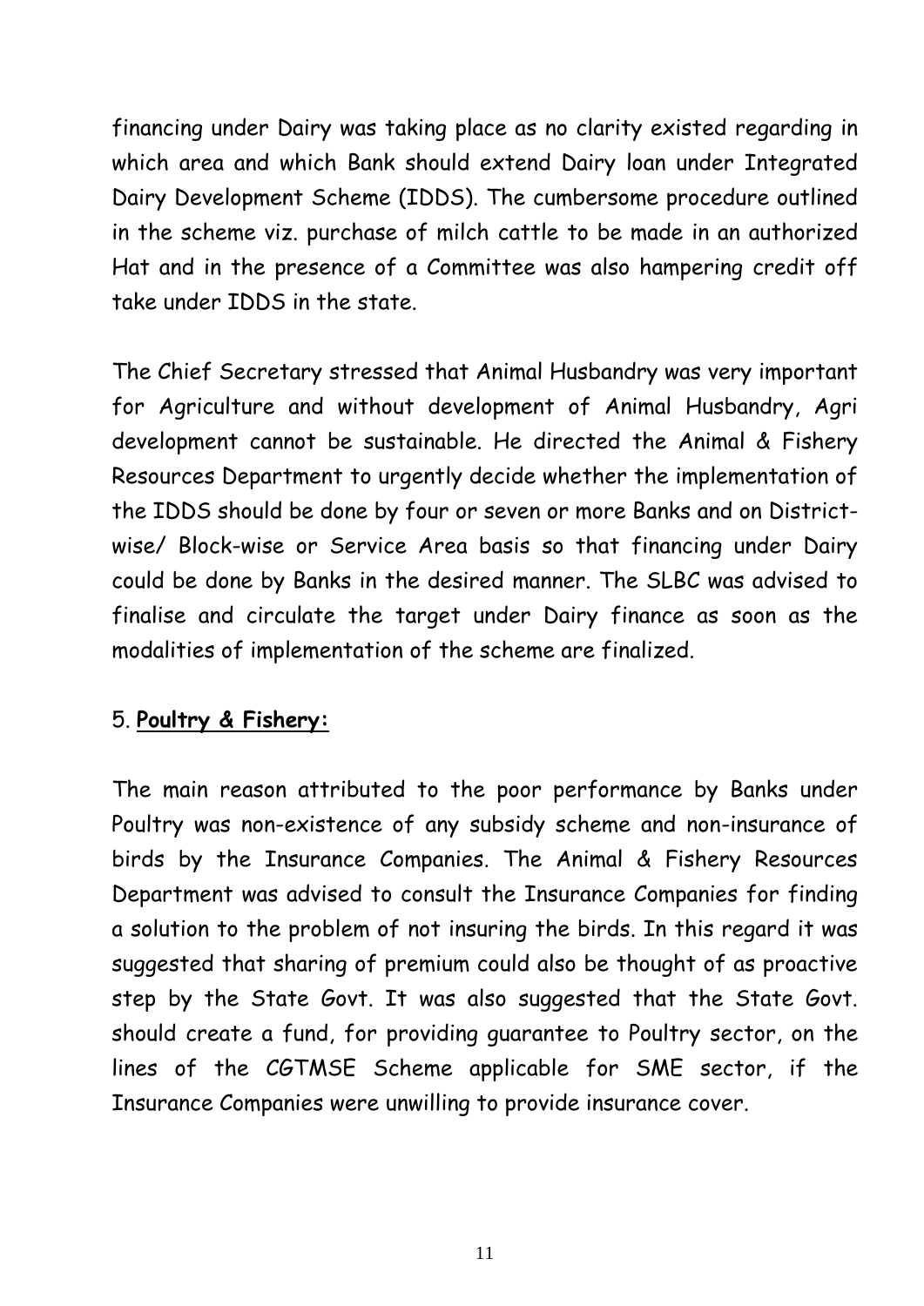financing under Dairy was taking place as no clarity existed regarding in which area and which Bank should extend Dairy loan under Integrated Dairy Development Scheme (IDDS). The cumbersome procedure outlined in the scheme viz. purchase of milch cattle to be made in an authorized Hat and in the presence of a Committee was also hampering credit off take under IDDS in the state.

The Chief Secretary stressed that Animal Husbandry was very important for Agriculture and without development of Animal Husbandry, Agri development cannot be sustainable. He directed the Animal & Fishery Resources Department to urgently decide whether the implementation of the IDDS should be done by four or seven or more Banks and on District-wise/ Block-wise or Service Area basis so that financing under Dairy could be done by Banks in the desired manner. The SLBC was advised to finalise and circulate the target under Dairy finance as soon as the modalities of implementation of the scheme are finalized.

5. **Poultry & Fishery:**

The main reason attributed to the poor performance by Banks under Poultry was non-existence of any subsidy scheme and non-insurance of birds by the Insurance Companies. The Animal & Fishery Resources Department was advised to consult the Insurance Companies for finding a solution to the problem of not insuring the birds. In this regard it was suggested that sharing of premium could also be thought of as proactive step by the State Govt. It was also suggested that the State Govt. should create a fund, for providing guarantee to Poultry sector, on the lines of the CGTMSE Scheme applicable for SME sector, if the Insurance Companies were unwilling to provide insurance cover.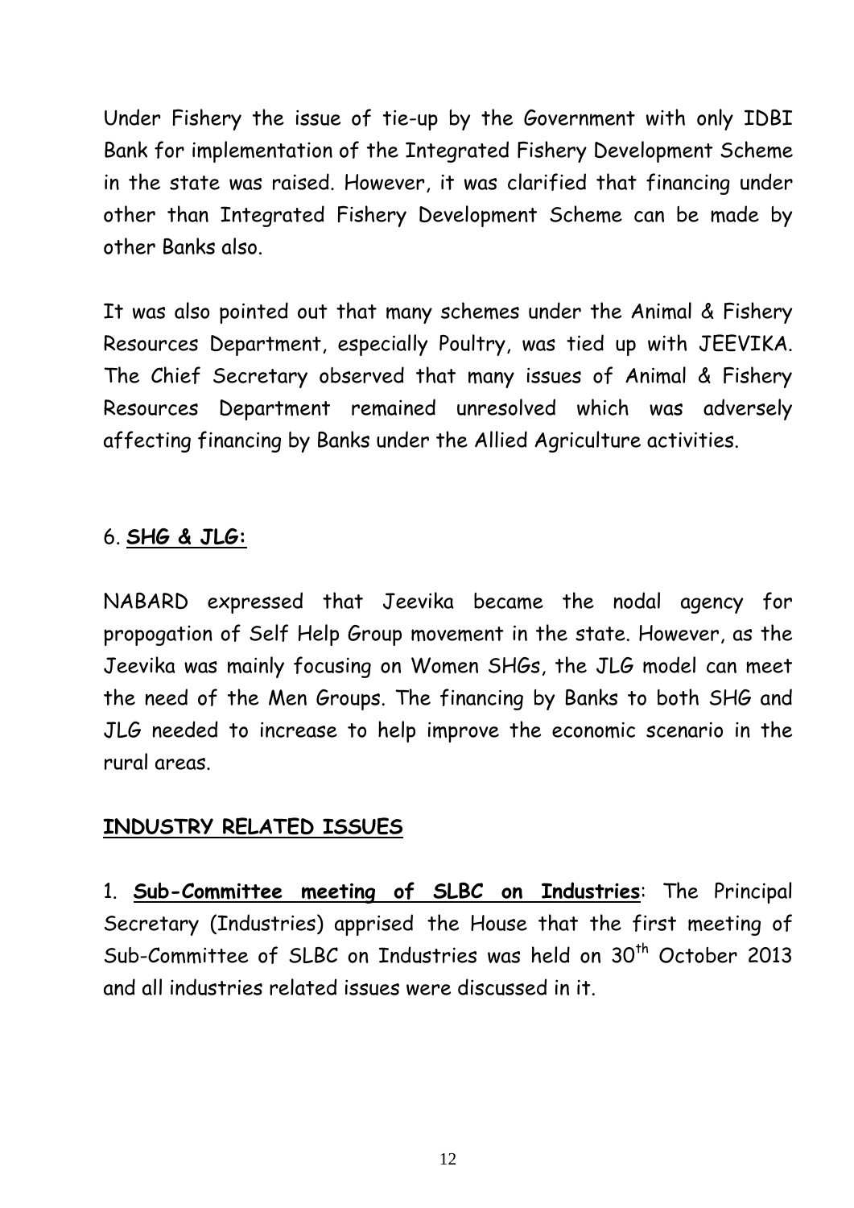Under Fishery the issue of tie-up by the Government with only IDBI Bank for implementation of the Integrated Fishery Development Scheme in the state was raised. However, it was clarified that financing under other than Integrated Fishery Development Scheme can be made by other Banks also.

It was also pointed out that many schemes under the Animal & Fishery Resources Department, especially Poultry, was tied up with JEEVIKA. The Chief Secretary observed that many issues of Animal & Fishery Resources Department remained unresolved which was adversely affecting financing by Banks under the Allied Agriculture activities.

6. **SHG & JLG:**

NABARD expressed that Jeevika became the nodal agency for propogation of Self Help Group movement in the state. However, as the Jeevika was mainly focusing on Women SHGs, the JLG model can meet the need of the Men Groups. The financing by Banks to both SHG and JLG needed to increase to help improve the economic scenario in the rural areas.

**INDUSTRY RELATED ISSUES**

1. **Sub-Committee meeting of SLBC on Industries**: The Principal Secretary (Industries) apprised the House that the first meeting of Sub-Committee of SLBC on Industries was held on 30th October 2013 and all industries related issues were discussed in it.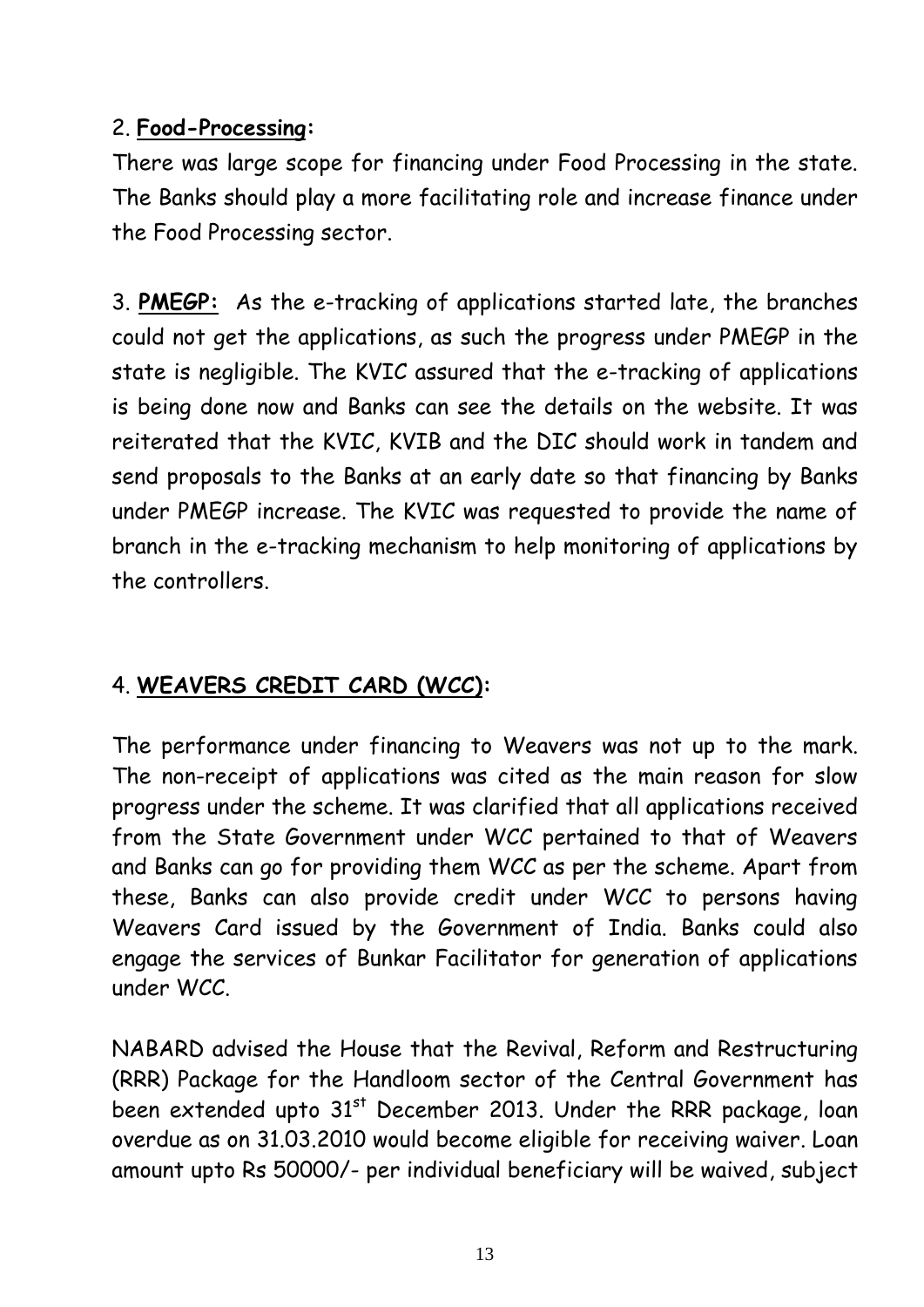2. **Food-Processing:**

There was large scope for financing under Food Processing in the state. The Banks should play a more facilitating role and increase finance under the Food Processing sector.

3. **PMEGP:** As the e-tracking of applications started late, the branches could not get the applications, as such the progress under PMEGP in the state is negligible. The KVIC assured that the e-tracking of applications is being done now and Banks can see the details on the website. It was reiterated that the KVIC, KVIB and the DIC should work in tandem and send proposals to the Banks at an early date so that financing by Banks under PMEGP increase. The KVIC was requested to provide the name of branch in the e-tracking mechanism to help monitoring of applications by the controllers.

4. **WEAVERS CREDIT CARD (WCC):**

The performance under financing to Weavers was not up to the mark. The non-receipt of applications was cited as the main reason for slow progress under the scheme. It was clarified that all applications received from the State Government under WCC pertained to that of Weavers and Banks can go for providing them WCC as per the scheme. Apart from these, Banks can also provide credit under WCC to persons having Weavers Card issued by the Government of India. Banks could also engage the services of Bunkar Facilitator for generation of applications under WCC.

NABARD advised the House that the Revival, Reform and Restructuring (RRR) Package for the Handloom sector of the Central Government has been extended upto 31st December 2013. Under the RRR package, loan overdue as on 31.03.2010 would become eligible for receiving waiver. Loan amount upto Rs 50000/- per individual beneficiary will be waived, subject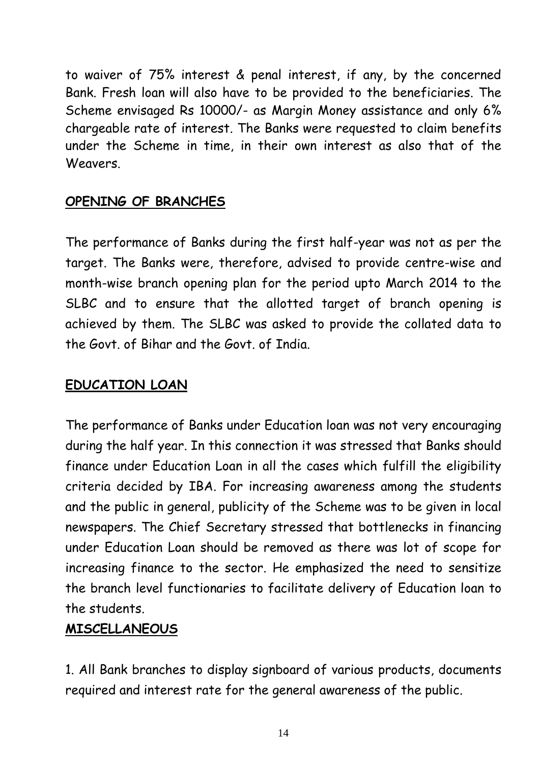to waiver of 75% interest & penal interest, if any, by the concerned Bank. Fresh loan will also have to be provided to the beneficiaries. The Scheme envisaged Rs 10000/- as Margin Money assistance and only 6% chargeable rate of interest. The Banks were requested to claim benefits under the Scheme in time, in their own interest as also that of the Weavers.

## OPENING OF BRANCHES

The performance of Banks during the first half-year was not as per the target. The Banks were, therefore, advised to provide centre-wise and month-wise branch opening plan for the period upto March 2014 to the SLBC and to ensure that the allotted target of branch opening is achieved by them. The SLBC was asked to provide the collated data to the Govt. of Bihar and the Govt. of India.

## EDUCATION LOAN

The performance of Banks under Education loan was not very encouraging during the half year. In this connection it was stressed that Banks should finance under Education Loan in all the cases which fulfill the eligibility criteria decided by IBA. For increasing awareness among the students and the public in general, publicity of the Scheme was to be given in local newspapers. The Chief Secretary stressed that bottlenecks in financing under Education Loan should be removed as there was lot of scope for increasing finance to the sector. He emphasized the need to sensitize the branch level functionaries to facilitate delivery of Education loan to the students.

## MISCELLANEOUS

1. All Bank branches to display signboard of various products, documents required and interest rate for the general awareness of the public.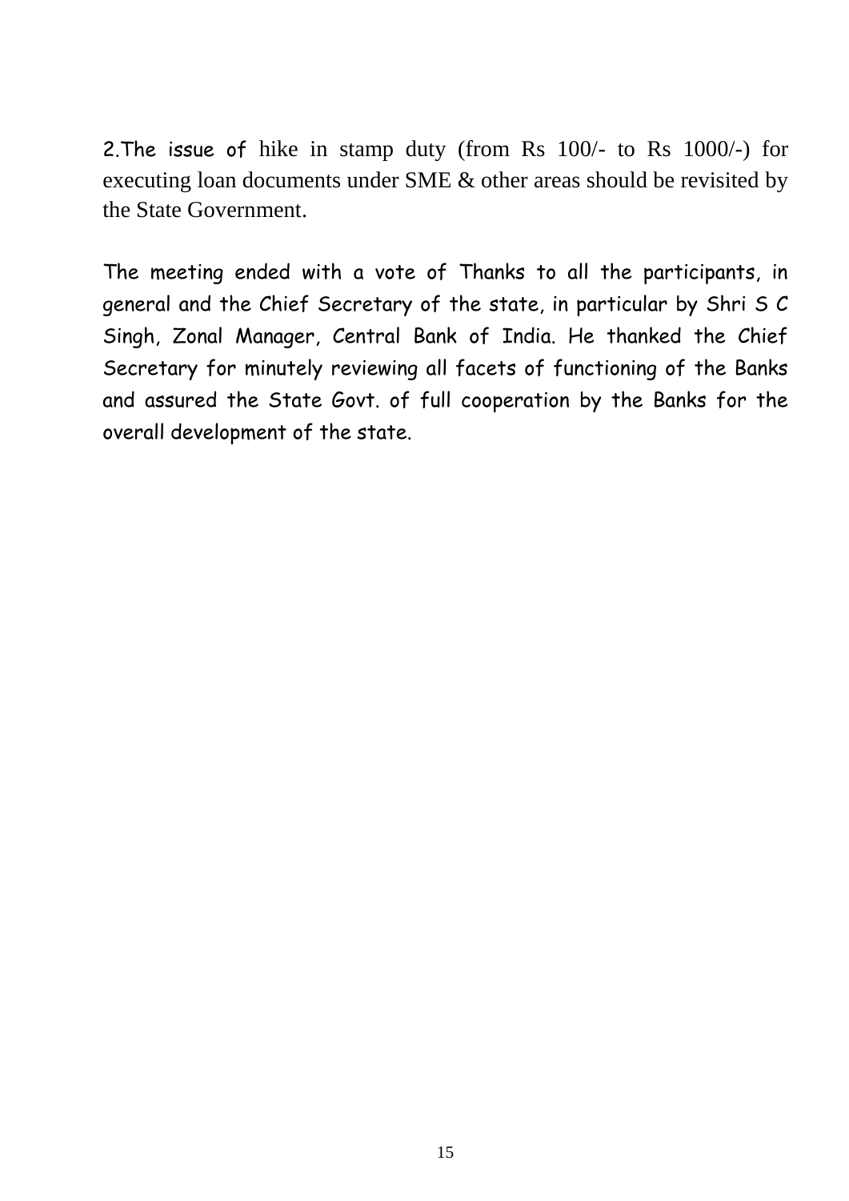2.The issue of hike in stamp duty (from Rs 100/- to Rs 1000/-) for executing loan documents under SME & other areas should be revisited by the State Government.

The meeting ended with a vote of Thanks to all the participants, in general and the Chief Secretary of the state, in particular by Shri S C Singh, Zonal Manager, Central Bank of India. He thanked the Chief Secretary for minutely reviewing all facets of functioning of the Banks and assured the State Govt. of full cooperation by the Banks for the overall development of the state.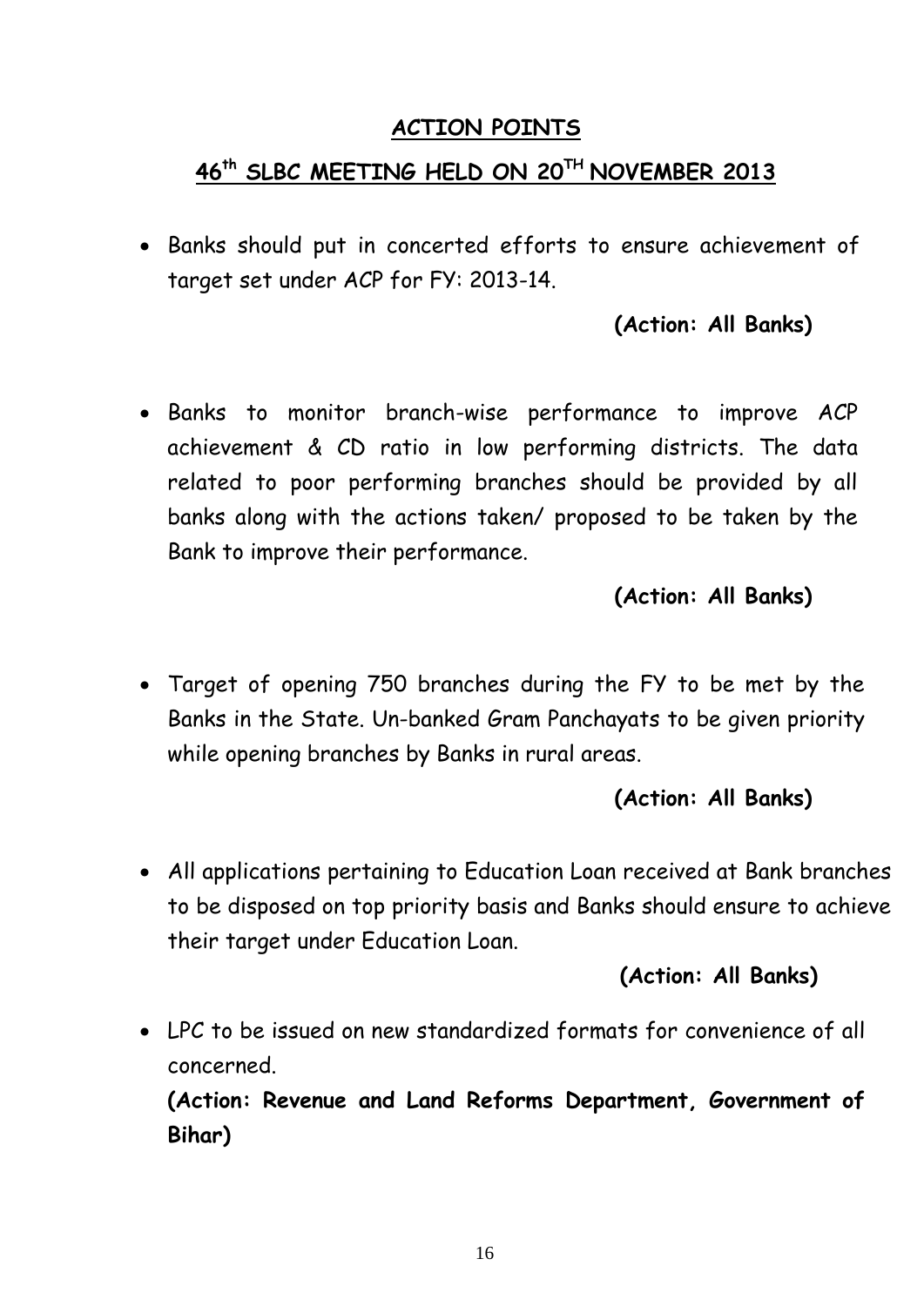## ACTION POINTS

## 46th SLBC MEETING HELD ON 20TH NOVEMBER 2013

- Banks should put in concerted efforts to ensure achievement of target set under ACP for FY: 2013-14.

  **(Action: All Banks)**

- Banks to monitor branch-wise performance to improve ACP achievement & CD ratio in low performing districts. The data related to poor performing branches should be provided by all banks along with the actions taken/ proposed to be taken by the Bank to improve their performance.

  **(Action: All Banks)**

- Target of opening 750 branches during the FY to be met by the Banks in the State. Un-banked Gram Panchayats to be given priority while opening branches by Banks in rural areas.

  **(Action: All Banks)**

- All applications pertaining to Education Loan received at Bank branches to be disposed on top priority basis and Banks should ensure to achieve their target under Education Loan.

  **(Action: All Banks)**

- LPC to be issued on new standardized formats for convenience of all concerned.

  **(Action: Revenue and Land Reforms Department, Government of Bihar)**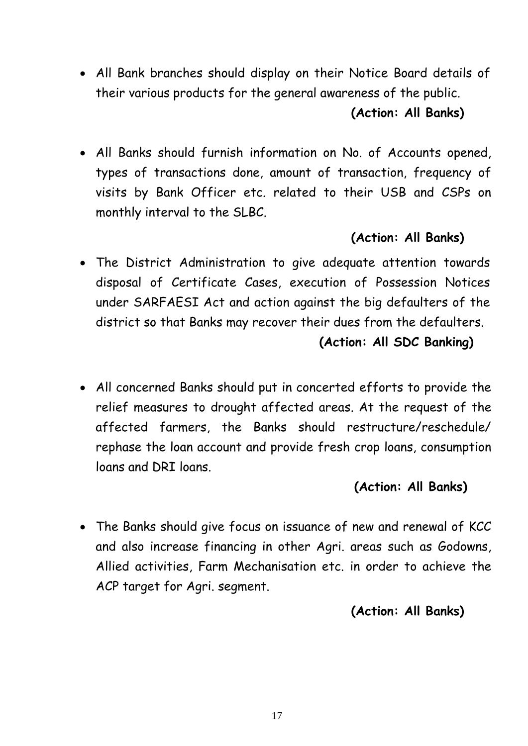- All Bank branches should display on their Notice Board details of their various products for the general awareness of the public.

  **(Action: All Banks)**

- All Banks should furnish information on No. of Accounts opened, types of transactions done, amount of transaction, frequency of visits by Bank Officer etc. related to their USB and CSPs on monthly interval to the SLBC.

  **(Action: All Banks)**

- The District Administration to give adequate attention towards disposal of Certificate Cases, execution of Possession Notices under SARFAESI Act and action against the big defaulters of the district so that Banks may recover their dues from the defaulters.

  **(Action: All SDC Banking)**

- All concerned Banks should put in concerted efforts to provide the relief measures to drought affected areas. At the request of the affected farmers, the Banks should restructure/reschedule/rephase the loan account and provide fresh crop loans, consumption loans and DRI loans.

  **(Action: All Banks)**

- The Banks should give focus on issuance of new and renewal of KCC and also increase financing in other Agri. areas such as Godowns, Allied activities, Farm Mechanisation etc. in order to achieve the ACP target for Agri. segment.

  **(Action: All Banks)**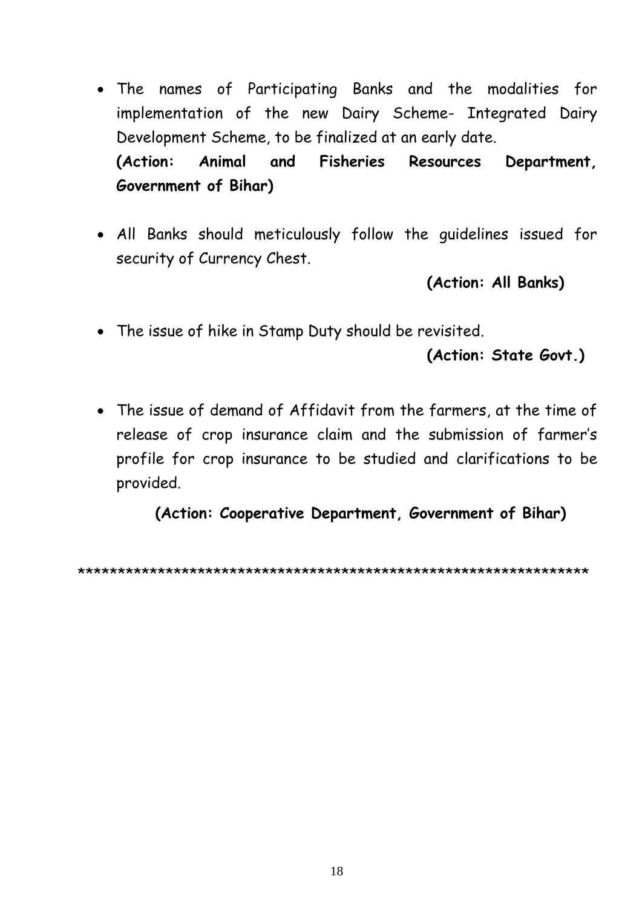- The names of Participating Banks and the modalities for implementation of the new Dairy Scheme- Integrated Dairy Development Scheme, to be finalized at an early date.
  **(Action: Animal and Fisheries Resources Department, Government of Bihar)**

- All Banks should meticulously follow the guidelines issued for security of Currency Chest.

  **(Action: All Banks)**

- The issue of hike in Stamp Duty should be revisited.

  **(Action: State Govt.)**

- The issue of demand of Affidavit from the farmers, at the time of release of crop insurance claim and the submission of farmer's profile for crop insurance to be studied and clarifications to be provided.

  **(Action: Cooperative Department, Government of Bihar)**

*****************************************************************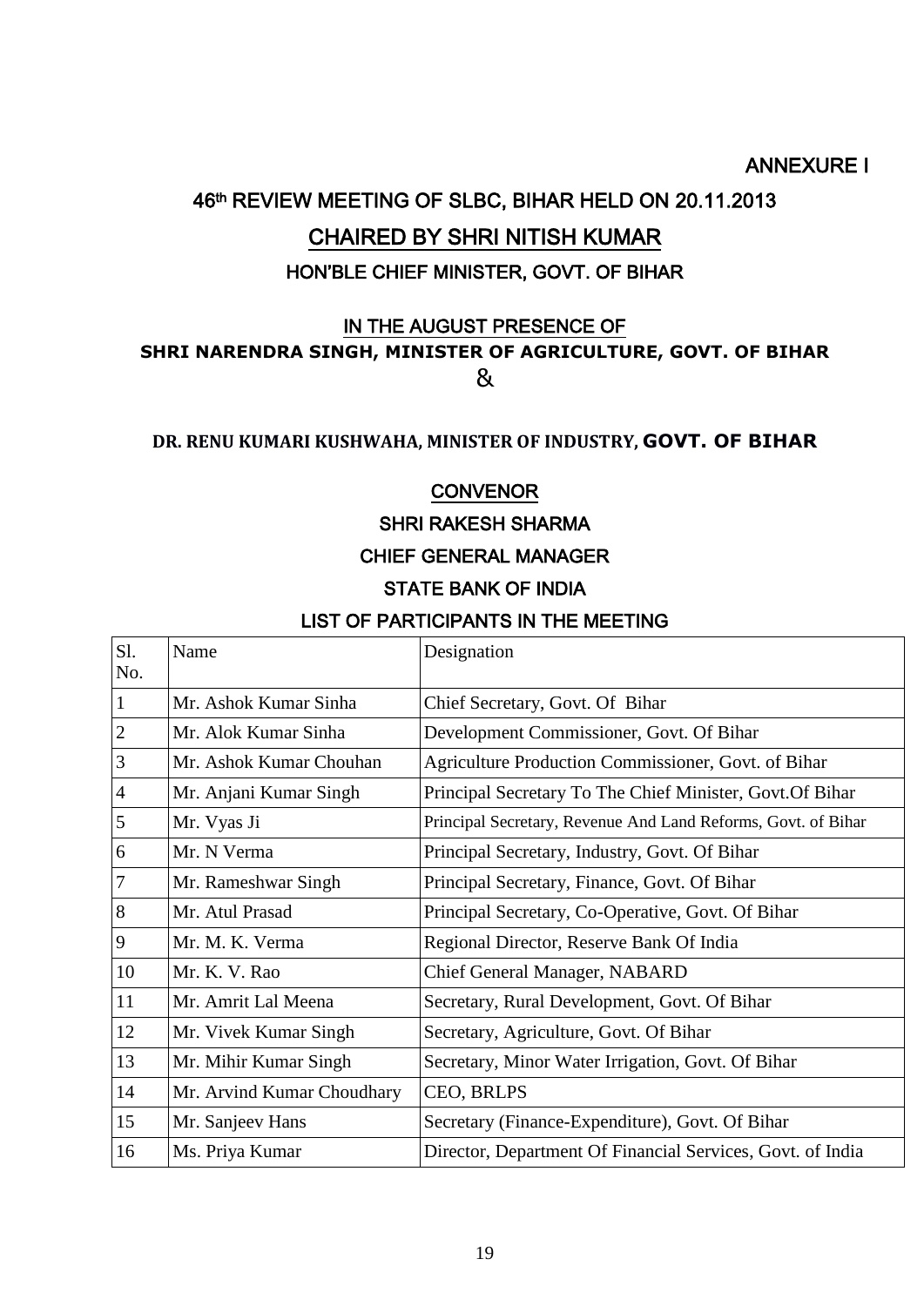ANNEXURE I

## 46th REVIEW MEETING OF SLBC, BIHAR HELD ON 20.11.2013

## CHAIRED BY SHRI NITISH KUMAR

### HON'BLE CHIEF MINISTER, GOVT. OF BIHAR

IN THE AUGUST PRESENCE OF

**SHRI NARENDRA SINGH, MINISTER OF AGRICULTURE, GOVT. OF BIHAR**

&

**DR. RENU KUMARI KUSHWAHA, MINISTER OF INDUSTRY, GOVT. OF BIHAR**

CONVENOR

SHRI RAKESH SHARMA

CHIEF GENERAL MANAGER

STATE BANK OF INDIA

### LIST OF PARTICIPANTS IN THE MEETING

| Sl. No. | Name | Designation |
|---|---|---|
| 1 | Mr. Ashok Kumar Sinha | Chief Secretary, Govt. Of Bihar |
| 2 | Mr. Alok Kumar Sinha | Development Commissioner, Govt. Of Bihar |
| 3 | Mr. Ashok Kumar Chouhan | Agriculture Production Commissioner, Govt. of Bihar |
| 4 | Mr. Anjani Kumar Singh | Principal Secretary To The Chief Minister, Govt.Of Bihar |
| 5 | Mr. Vyas Ji | Principal Secretary, Revenue And Land Reforms, Govt. of Bihar |
| 6 | Mr. N Verma | Principal Secretary, Industry, Govt. Of Bihar |
| 7 | Mr. Rameshwar Singh | Principal Secretary, Finance, Govt. Of Bihar |
| 8 | Mr. Atul Prasad | Principal Secretary, Co-Operative, Govt. Of Bihar |
| 9 | Mr. M. K. Verma | Regional Director, Reserve Bank Of India |
| 10 | Mr. K. V. Rao | Chief General Manager, NABARD |
| 11 | Mr. Amrit Lal Meena | Secretary, Rural Development, Govt. Of Bihar |
| 12 | Mr. Vivek Kumar Singh | Secretary, Agriculture, Govt. Of Bihar |
| 13 | Mr. Mihir Kumar Singh | Secretary, Minor Water Irrigation, Govt. Of Bihar |
| 14 | Mr. Arvind Kumar Choudhary | CEO, BRLPS |
| 15 | Mr. Sanjeev Hans | Secretary (Finance-Expenditure), Govt. Of Bihar |
| 16 | Ms. Priya Kumar | Director, Department Of Financial Services, Govt. of India |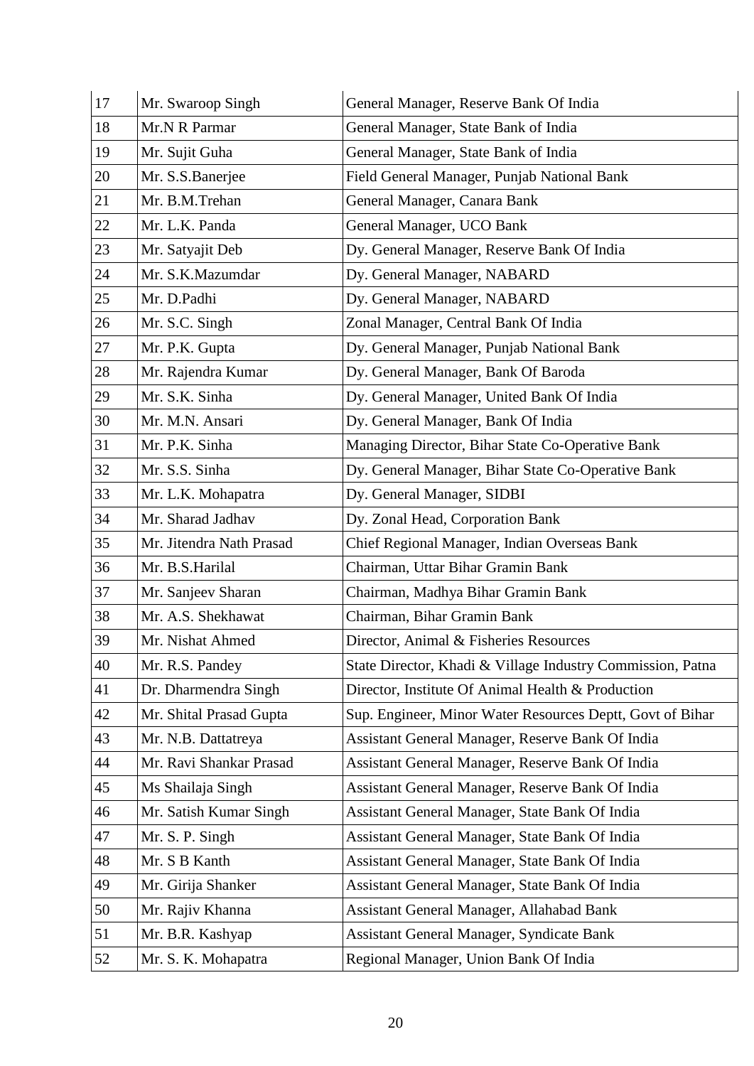| | | |
|---|---|---|
| 17 | Mr. Swaroop Singh | General Manager, Reserve Bank Of India |
| 18 | Mr.N R Parmar | General Manager, State Bank of India |
| 19 | Mr. Sujit Guha | General Manager, State Bank of India |
| 20 | Mr. S.S.Banerjee | Field General Manager, Punjab National Bank |
| 21 | Mr. B.M.Trehan | General Manager, Canara Bank |
| 22 | Mr. L.K. Panda | General Manager, UCO Bank |
| 23 | Mr. Satyajit Deb | Dy. General Manager, Reserve Bank Of India |
| 24 | Mr. S.K.Mazumdar | Dy. General Manager, NABARD |
| 25 | Mr. D.Padhi | Dy. General Manager, NABARD |
| 26 | Mr. S.C. Singh | Zonal Manager, Central Bank Of India |
| 27 | Mr. P.K. Gupta | Dy. General Manager, Punjab National Bank |
| 28 | Mr. Rajendra Kumar | Dy. General Manager, Bank Of Baroda |
| 29 | Mr. S.K. Sinha | Dy. General Manager, United Bank Of India |
| 30 | Mr. M.N. Ansari | Dy. General Manager, Bank Of India |
| 31 | Mr. P.K. Sinha | Managing Director, Bihar State Co-Operative Bank |
| 32 | Mr. S.S. Sinha | Dy. General Manager, Bihar State Co-Operative Bank |
| 33 | Mr. L.K. Mohapatra | Dy. General Manager, SIDBI |
| 34 | Mr. Sharad Jadhav | Dy. Zonal Head, Corporation Bank |
| 35 | Mr. Jitendra Nath Prasad | Chief Regional Manager, Indian Overseas Bank |
| 36 | Mr. B.S.Harilal | Chairman, Uttar Bihar Gramin Bank |
| 37 | Mr. Sanjeev Sharan | Chairman, Madhya Bihar Gramin Bank |
| 38 | Mr. A.S. Shekhawat | Chairman, Bihar Gramin Bank |
| 39 | Mr. Nishat Ahmed | Director, Animal & Fisheries Resources |
| 40 | Mr. R.S. Pandey | State Director, Khadi & Village Industry Commission, Patna |
| 41 | Dr. Dharmendra Singh | Director, Institute Of Animal Health & Production |
| 42 | Mr. Shital Prasad Gupta | Sup. Engineer, Minor Water Resources Deptt, Govt of Bihar |
| 43 | Mr. N.B. Dattatreya | Assistant General Manager, Reserve Bank Of India |
| 44 | Mr. Ravi Shankar Prasad | Assistant General Manager, Reserve Bank Of India |
| 45 | Ms Shailaja Singh | Assistant General Manager, Reserve Bank Of India |
| 46 | Mr. Satish Kumar Singh | Assistant General Manager, State Bank Of India |
| 47 | Mr. S. P. Singh | Assistant General Manager, State Bank Of India |
| 48 | Mr. S B Kanth | Assistant General Manager, State Bank Of India |
| 49 | Mr. Girija Shanker | Assistant General Manager, State Bank Of India |
| 50 | Mr. Rajiv Khanna | Assistant General Manager, Allahabad Bank |
| 51 | Mr. B.R. Kashyap | Assistant General Manager, Syndicate Bank |
| 52 | Mr. S. K. Mohapatra | Regional Manager, Union Bank Of India |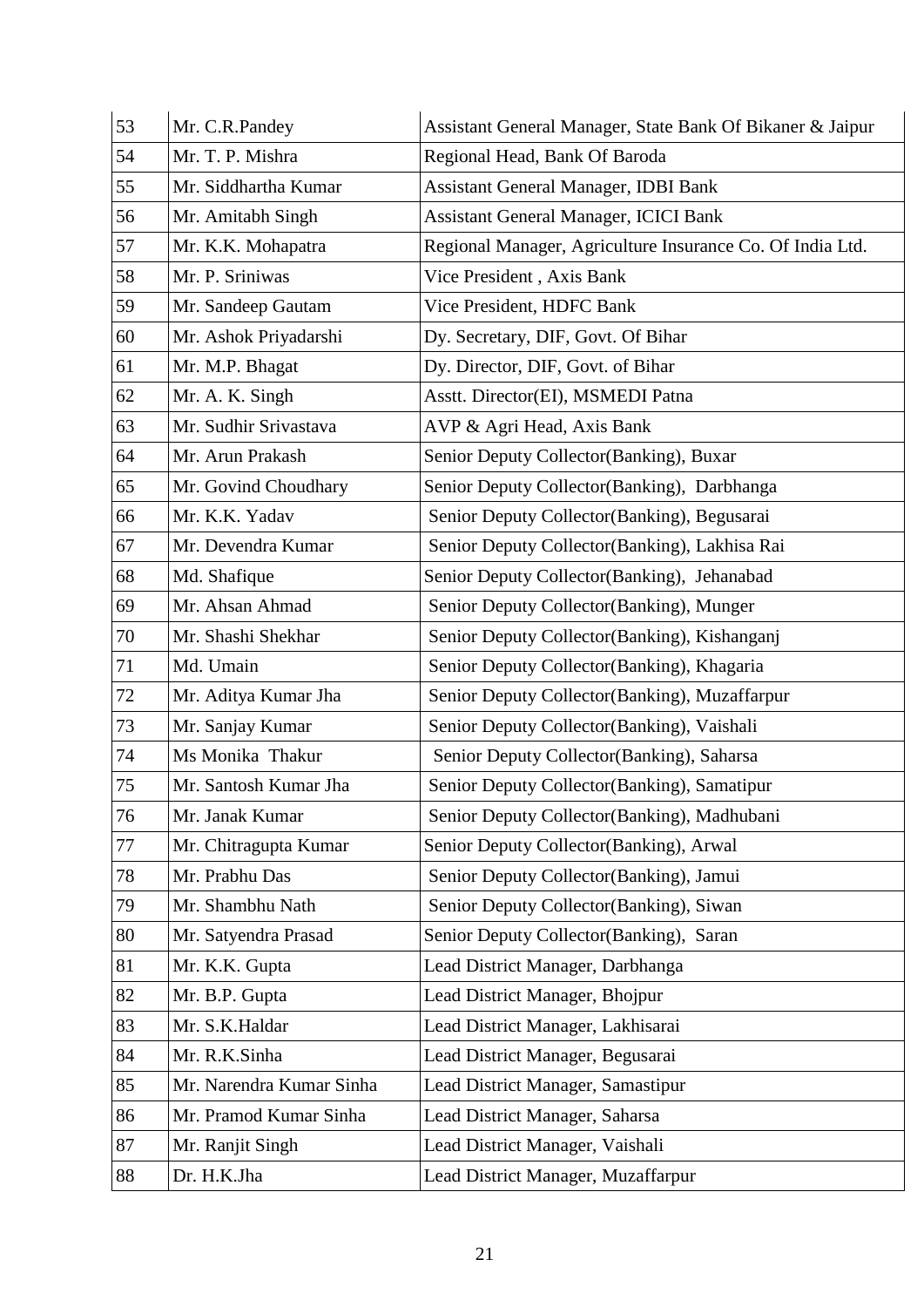| 53 | Mr. C.R.Pandey | Assistant General Manager, State Bank Of Bikaner & Jaipur |
|---|---|---|
| 54 | Mr. T. P. Mishra | Regional Head, Bank Of Baroda |
| 55 | Mr. Siddhartha Kumar | Assistant General Manager, IDBI Bank |
| 56 | Mr. Amitabh Singh | Assistant General Manager, ICICI Bank |
| 57 | Mr. K.K. Mohapatra | Regional Manager, Agriculture Insurance Co. Of India Ltd. |
| 58 | Mr. P. Sriniwas | Vice President , Axis Bank |
| 59 | Mr. Sandeep Gautam | Vice President, HDFC Bank |
| 60 | Mr. Ashok Priyadarshi | Dy. Secretary, DIF, Govt. Of Bihar |
| 61 | Mr. M.P. Bhagat | Dy. Director, DIF, Govt. of Bihar |
| 62 | Mr. A. K. Singh | Asstt. Director(EI), MSMEDI Patna |
| 63 | Mr. Sudhir Srivastava | AVP & Agri Head, Axis Bank |
| 64 | Mr. Arun Prakash | Senior Deputy Collector(Banking), Buxar |
| 65 | Mr. Govind Choudhary | Senior Deputy Collector(Banking), Darbhanga |
| 66 | Mr. K.K. Yadav | Senior Deputy Collector(Banking), Begusarai |
| 67 | Mr. Devendra Kumar | Senior Deputy Collector(Banking), Lakhisa Rai |
| 68 | Md. Shafique | Senior Deputy Collector(Banking), Jehanabad |
| 69 | Mr. Ahsan Ahmad | Senior Deputy Collector(Banking), Munger |
| 70 | Mr. Shashi Shekhar | Senior Deputy Collector(Banking), Kishanganj |
| 71 | Md. Umain | Senior Deputy Collector(Banking), Khagaria |
| 72 | Mr. Aditya Kumar Jha | Senior Deputy Collector(Banking), Muzaffarpur |
| 73 | Mr. Sanjay Kumar | Senior Deputy Collector(Banking), Vaishali |
| 74 | Ms Monika Thakur | Senior Deputy Collector(Banking), Saharsa |
| 75 | Mr. Santosh Kumar Jha | Senior Deputy Collector(Banking), Samatipur |
| 76 | Mr. Janak Kumar | Senior Deputy Collector(Banking), Madhubani |
| 77 | Mr. Chitragupta Kumar | Senior Deputy Collector(Banking), Arwal |
| 78 | Mr. Prabhu Das | Senior Deputy Collector(Banking), Jamui |
| 79 | Mr. Shambhu Nath | Senior Deputy Collector(Banking), Siwan |
| 80 | Mr. Satyendra Prasad | Senior Deputy Collector(Banking), Saran |
| 81 | Mr. K.K. Gupta | Lead District Manager, Darbhanga |
| 82 | Mr. B.P. Gupta | Lead District Manager, Bhojpur |
| 83 | Mr. S.K.Haldar | Lead District Manager, Lakhisarai |
| 84 | Mr. R.K.Sinha | Lead District Manager, Begusarai |
| 85 | Mr. Narendra Kumar Sinha | Lead District Manager, Samastipur |
| 86 | Mr. Pramod Kumar Sinha | Lead District Manager, Saharsa |
| 87 | Mr. Ranjit Singh | Lead District Manager, Vaishali |
| 88 | Dr. H.K.Jha | Lead District Manager, Muzaffarpur |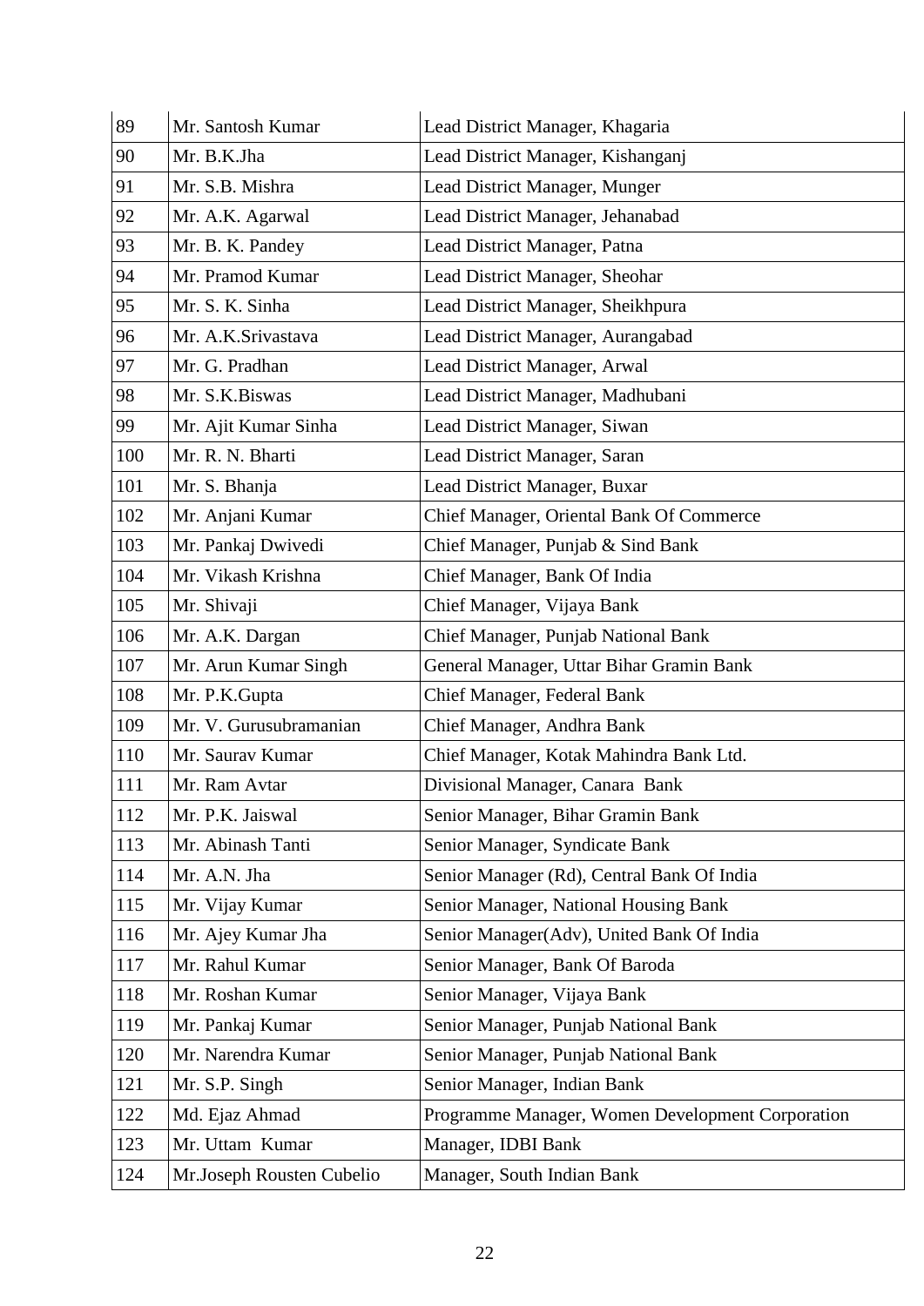| | | |
|---|---|---|
| 89 | Mr. Santosh Kumar | Lead District Manager, Khagaria |
| 90 | Mr. B.K.Jha | Lead District Manager, Kishanganj |
| 91 | Mr. S.B. Mishra | Lead District Manager, Munger |
| 92 | Mr. A.K. Agarwal | Lead District Manager, Jehanabad |
| 93 | Mr. B. K. Pandey | Lead District Manager, Patna |
| 94 | Mr. Pramod Kumar | Lead District Manager, Sheohar |
| 95 | Mr. S. K. Sinha | Lead District Manager, Sheikhpura |
| 96 | Mr. A.K.Srivastava | Lead District Manager, Aurangabad |
| 97 | Mr. G. Pradhan | Lead District Manager, Arwal |
| 98 | Mr. S.K.Biswas | Lead District Manager, Madhubani |
| 99 | Mr. Ajit Kumar Sinha | Lead District Manager, Siwan |
| 100 | Mr. R. N. Bharti | Lead District Manager, Saran |
| 101 | Mr. S. Bhanja | Lead District Manager, Buxar |
| 102 | Mr. Anjani Kumar | Chief Manager, Oriental Bank Of Commerce |
| 103 | Mr. Pankaj Dwivedi | Chief Manager, Punjab & Sind Bank |
| 104 | Mr. Vikash Krishna | Chief Manager, Bank Of India |
| 105 | Mr. Shivaji | Chief Manager, Vijaya Bank |
| 106 | Mr. A.K. Dargan | Chief Manager, Punjab National Bank |
| 107 | Mr. Arun Kumar Singh | General Manager, Uttar Bihar Gramin Bank |
| 108 | Mr. P.K.Gupta | Chief Manager, Federal Bank |
| 109 | Mr. V. Gurusubramanian | Chief Manager, Andhra Bank |
| 110 | Mr. Saurav Kumar | Chief Manager, Kotak Mahindra Bank Ltd. |
| 111 | Mr. Ram Avtar | Divisional Manager, Canara Bank |
| 112 | Mr. P.K. Jaiswal | Senior Manager, Bihar Gramin Bank |
| 113 | Mr. Abinash Tanti | Senior Manager, Syndicate Bank |
| 114 | Mr. A.N. Jha | Senior Manager (Rd), Central Bank Of India |
| 115 | Mr. Vijay Kumar | Senior Manager, National Housing Bank |
| 116 | Mr. Ajey Kumar Jha | Senior Manager(Adv), United Bank Of India |
| 117 | Mr. Rahul Kumar | Senior Manager, Bank Of Baroda |
| 118 | Mr. Roshan Kumar | Senior Manager, Vijaya Bank |
| 119 | Mr. Pankaj Kumar | Senior Manager, Punjab National Bank |
| 120 | Mr. Narendra Kumar | Senior Manager, Punjab National Bank |
| 121 | Mr. S.P. Singh | Senior Manager, Indian Bank |
| 122 | Md. Ejaz Ahmad | Programme Manager, Women Development Corporation |
| 123 | Mr. Uttam Kumar | Manager, IDBI Bank |
| 124 | Mr.Joseph Rousten Cubelio | Manager, South Indian Bank |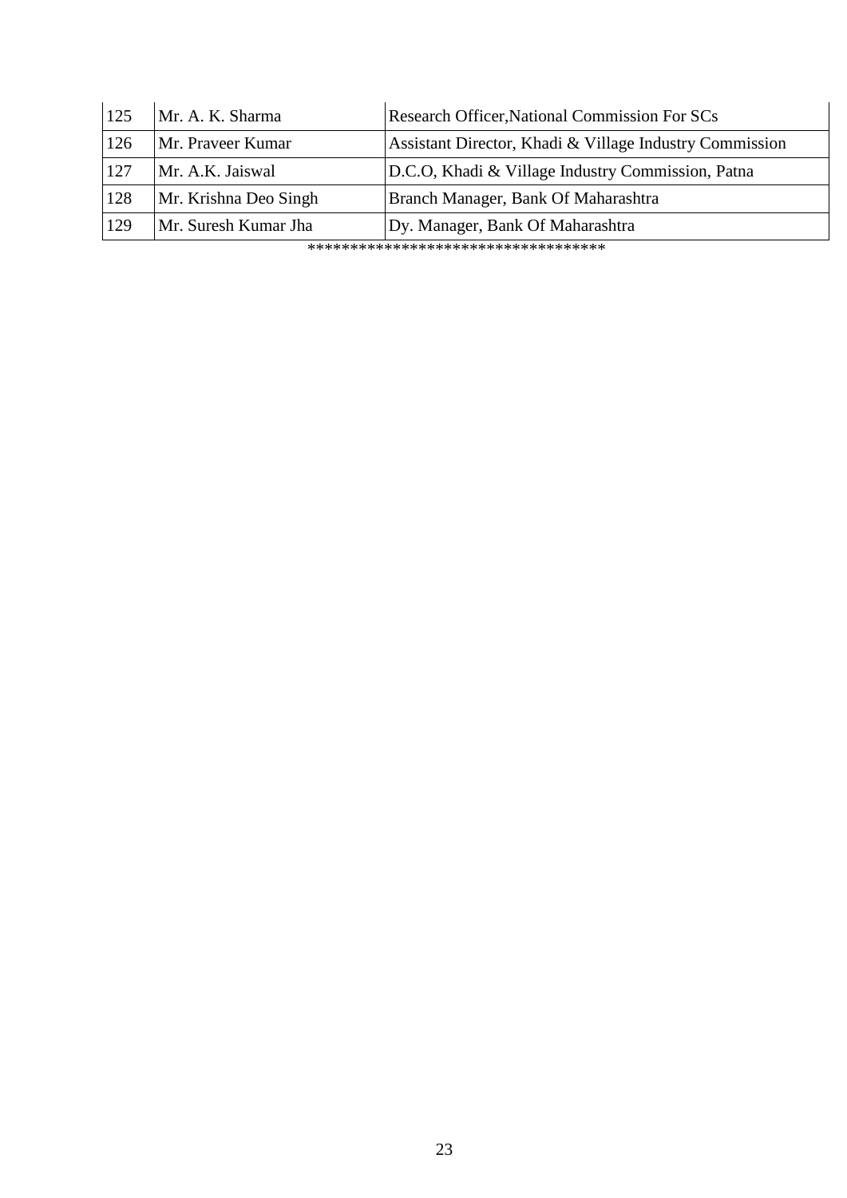| | | |
|---|---|---|
| 125 | Mr. A. K. Sharma | Research Officer,National Commission For SCs |
| 126 | Mr. Praveer Kumar | Assistant Director, Khadi & Village Industry Commission |
| 127 | Mr. A.K. Jaiswal | D.C.O, Khadi & Village Industry Commission, Patna |
| 128 | Mr. Krishna Deo Singh | Branch Manager, Bank Of Maharashtra |
| 129 | Mr. Suresh Kumar Jha | Dy. Manager, Bank Of Maharashtra |

\*\*\*\*\*\*\*\*\*\*\*\*\*\*\*\*\*\*\*\*\*\*\*\*\*\*\*\*\*\*\*\*\*\*